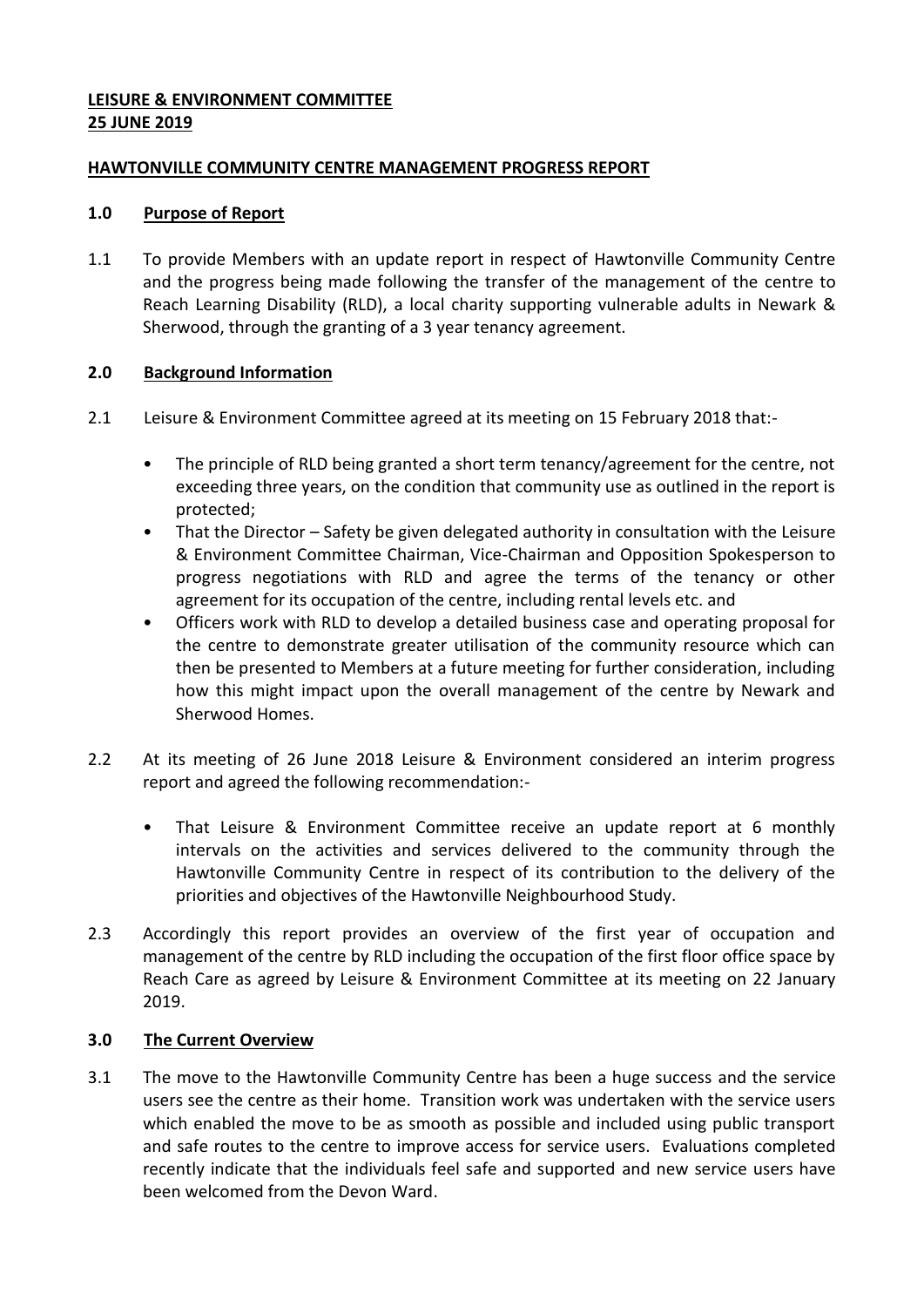**LEISURE & ENVIRONMENT COMMITTEE**
**25 JUNE 2019**

**HAWTONVILLE COMMUNITY CENTRE MANAGEMENT PROGRESS REPORT**

## 1.0 Purpose of Report

1.1 To provide Members with an update report in respect of Hawtonville Community Centre and the progress being made following the transfer of the management of the centre to Reach Learning Disability (RLD), a local charity supporting vulnerable adults in Newark & Sherwood, through the granting of a 3 year tenancy agreement.

## 2.0 Background Information

2.1 Leisure & Environment Committee agreed at its meeting on 15 February 2018 that:-

- The principle of RLD being granted a short term tenancy/agreement for the centre, not exceeding three years, on the condition that community use as outlined in the report is protected;
- That the Director – Safety be given delegated authority in consultation with the Leisure & Environment Committee Chairman, Vice-Chairman and Opposition Spokesperson to progress negotiations with RLD and agree the terms of the tenancy or other agreement for its occupation of the centre, including rental levels etc. and
- Officers work with RLD to develop a detailed business case and operating proposal for the centre to demonstrate greater utilisation of the community resource which can then be presented to Members at a future meeting for further consideration, including how this might impact upon the overall management of the centre by Newark and Sherwood Homes.

2.2 At its meeting of 26 June 2018 Leisure & Environment considered an interim progress report and agreed the following recommendation:-

- That Leisure & Environment Committee receive an update report at 6 monthly intervals on the activities and services delivered to the community through the Hawtonville Community Centre in respect of its contribution to the delivery of the priorities and objectives of the Hawtonville Neighbourhood Study.

2.3 Accordingly this report provides an overview of the first year of occupation and management of the centre by RLD including the occupation of the first floor office space by Reach Care as agreed by Leisure & Environment Committee at its meeting on 22 January 2019.

## 3.0 The Current Overview

3.1 The move to the Hawtonville Community Centre has been a huge success and the service users see the centre as their home. Transition work was undertaken with the service users which enabled the move to be as smooth as possible and included using public transport and safe routes to the centre to improve access for service users. Evaluations completed recently indicate that the individuals feel safe and supported and new service users have been welcomed from the Devon Ward.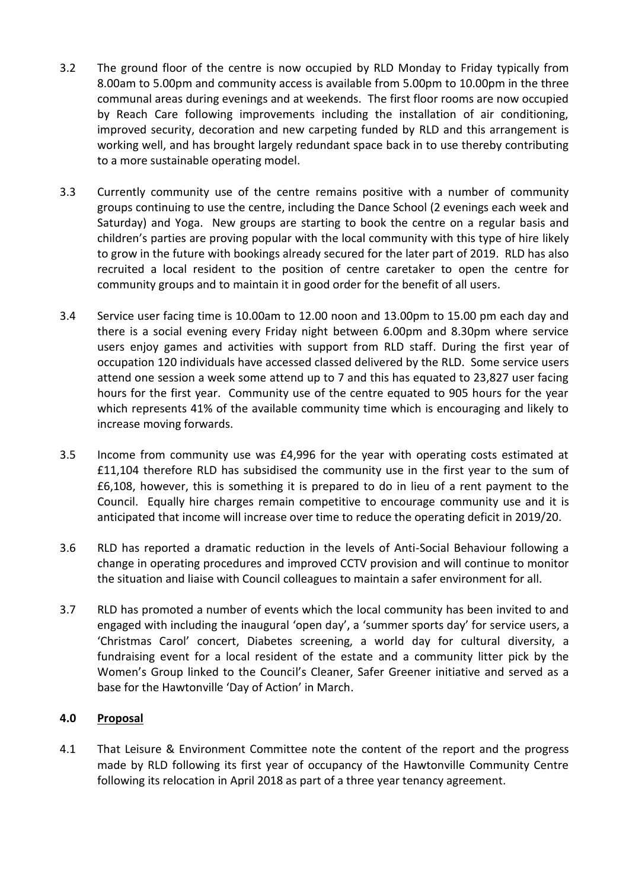3.2 The ground floor of the centre is now occupied by RLD Monday to Friday typically from 8.00am to 5.00pm and community access is available from 5.00pm to 10.00pm in the three communal areas during evenings and at weekends. The first floor rooms are now occupied by Reach Care following improvements including the installation of air conditioning, improved security, decoration and new carpeting funded by RLD and this arrangement is working well, and has brought largely redundant space back in to use thereby contributing to a more sustainable operating model.

3.3 Currently community use of the centre remains positive with a number of community groups continuing to use the centre, including the Dance School (2 evenings each week and Saturday) and Yoga. New groups are starting to book the centre on a regular basis and children's parties are proving popular with the local community with this type of hire likely to grow in the future with bookings already secured for the later part of 2019. RLD has also recruited a local resident to the position of centre caretaker to open the centre for community groups and to maintain it in good order for the benefit of all users.

3.4 Service user facing time is 10.00am to 12.00 noon and 13.00pm to 15.00 pm each day and there is a social evening every Friday night between 6.00pm and 8.30pm where service users enjoy games and activities with support from RLD staff. During the first year of occupation 120 individuals have accessed classed delivered by the RLD. Some service users attend one session a week some attend up to 7 and this has equated to 23,827 user facing hours for the first year. Community use of the centre equated to 905 hours for the year which represents 41% of the available community time which is encouraging and likely to increase moving forwards.

3.5 Income from community use was £4,996 for the year with operating costs estimated at £11,104 therefore RLD has subsidised the community use in the first year to the sum of £6,108, however, this is something it is prepared to do in lieu of a rent payment to the Council. Equally hire charges remain competitive to encourage community use and it is anticipated that income will increase over time to reduce the operating deficit in 2019/20.

3.6 RLD has reported a dramatic reduction in the levels of Anti-Social Behaviour following a change in operating procedures and improved CCTV provision and will continue to monitor the situation and liaise with Council colleagues to maintain a safer environment for all.

3.7 RLD has promoted a number of events which the local community has been invited to and engaged with including the inaugural 'open day', a 'summer sports day' for service users, a 'Christmas Carol' concert, Diabetes screening, a world day for cultural diversity, a fundraising event for a local resident of the estate and a community litter pick by the Women's Group linked to the Council's Cleaner, Safer Greener initiative and served as a base for the Hawtonville 'Day of Action' in March.

## 4.0 Proposal

4.1 That Leisure & Environment Committee note the content of the report and the progress made by RLD following its first year of occupancy of the Hawtonville Community Centre following its relocation in April 2018 as part of a three year tenancy agreement.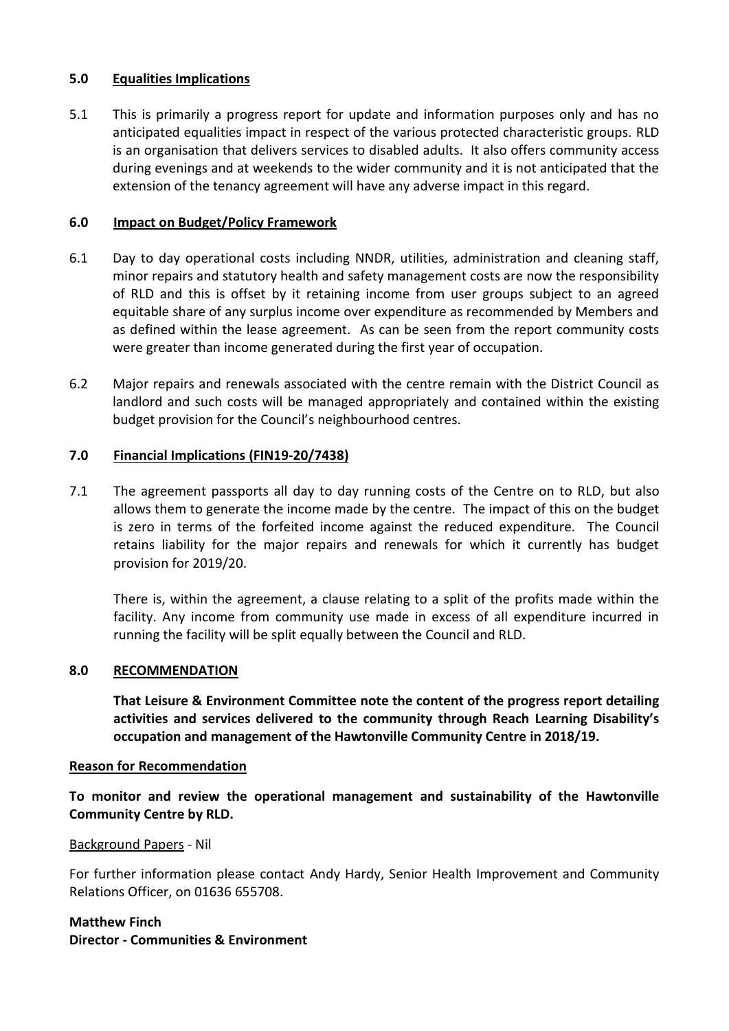## 5.0 Equalities Implications

5.1 This is primarily a progress report for update and information purposes only and has no anticipated equalities impact in respect of the various protected characteristic groups. RLD is an organisation that delivers services to disabled adults. It also offers community access during evenings and at weekends to the wider community and it is not anticipated that the extension of the tenancy agreement will have any adverse impact in this regard.

## 6.0 Impact on Budget/Policy Framework

6.1 Day to day operational costs including NNDR, utilities, administration and cleaning staff, minor repairs and statutory health and safety management costs are now the responsibility of RLD and this is offset by it retaining income from user groups subject to an agreed equitable share of any surplus income over expenditure as recommended by Members and as defined within the lease agreement. As can be seen from the report community costs were greater than income generated during the first year of occupation.

6.2 Major repairs and renewals associated with the centre remain with the District Council as landlord and such costs will be managed appropriately and contained within the existing budget provision for the Council's neighbourhood centres.

## 7.0 Financial Implications (FIN19-20/7438)

7.1 The agreement passports all day to day running costs of the Centre on to RLD, but also allows them to generate the income made by the centre. The impact of this on the budget is zero in terms of the forfeited income against the reduced expenditure. The Council retains liability for the major repairs and renewals for which it currently has budget provision for 2019/20.

There is, within the agreement, a clause relating to a split of the profits made within the facility. Any income from community use made in excess of all expenditure incurred in running the facility will be split equally between the Council and RLD.

## 8.0 RECOMMENDATION

**That Leisure & Environment Committee note the content of the progress report detailing activities and services delivered to the community through Reach Learning Disability's occupation and management of the Hawtonville Community Centre in 2018/19.**

**Reason for Recommendation**

**To monitor and review the operational management and sustainability of the Hawtonville Community Centre by RLD.**

Background Papers - Nil

For further information please contact Andy Hardy, Senior Health Improvement and Community Relations Officer, on 01636 655708.

**Matthew Finch**
**Director - Communities & Environment**